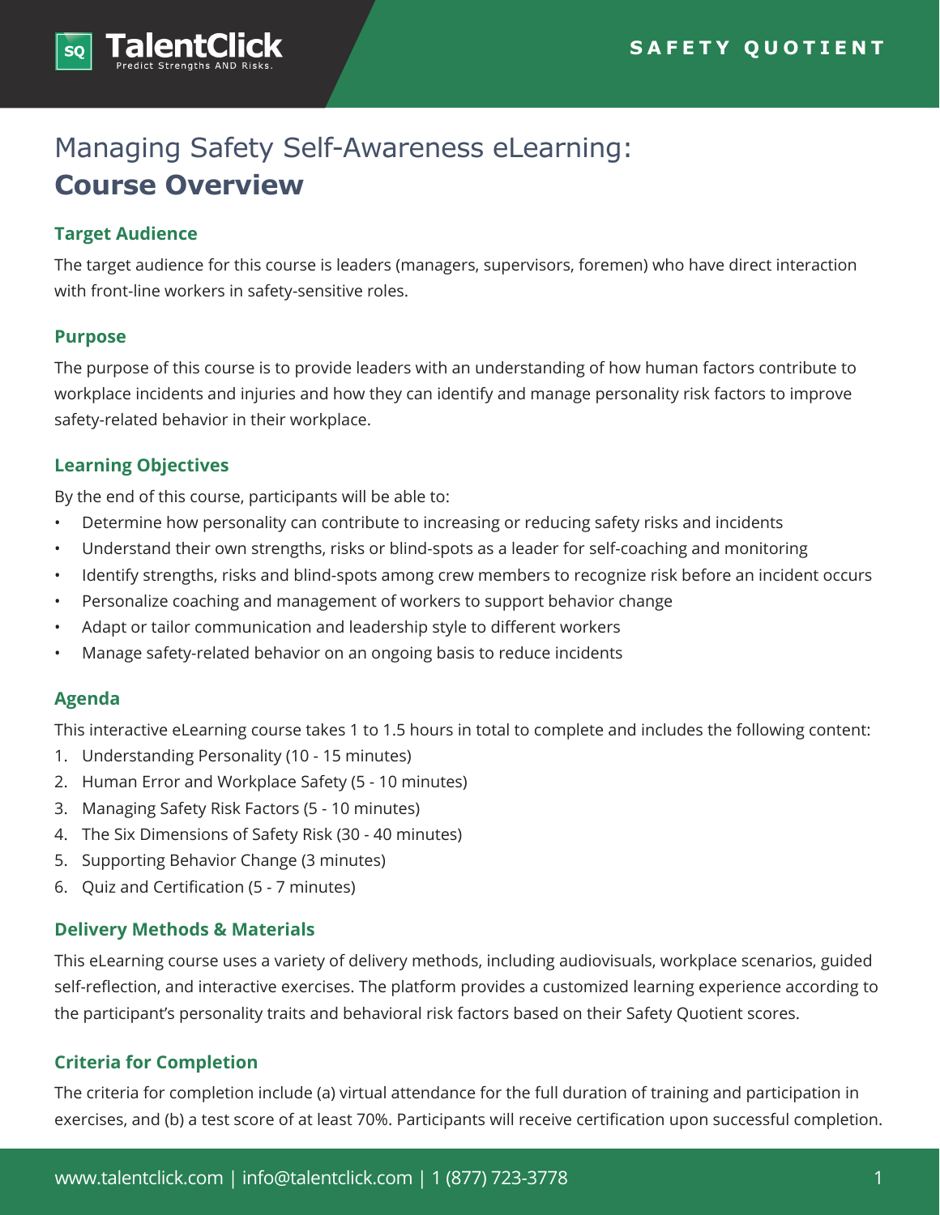# Managing Safety Self-Awareness eLearning: **Course Overview**

## Target Audience

The target audience for this course is leaders (managers, supervisors, foremen) who have direct interaction with front-line workers in safety-sensitive roles.

## Purpose

The purpose of this course is to provide leaders with an understanding of how human factors contribute to workplace incidents and injuries and how they can identify and manage personality risk factors to improve safety-related behavior in their workplace.

## Learning Objectives

By the end of this course, participants will be able to:

- Determine how personality can contribute to increasing or reducing safety risks and incidents
- Understand their own strengths, risks or blind-spots as a leader for self-coaching and monitoring
- Identify strengths, risks and blind-spots among crew members to recognize risk before an incident occurs
- Personalize coaching and management of workers to support behavior change
- Adapt or tailor communication and leadership style to different workers
- Manage safety-related behavior on an ongoing basis to reduce incidents

## Agenda

This interactive eLearning course takes 1 to 1.5 hours in total to complete and includes the following content:

1. Understanding Personality (10 - 15 minutes)
2. Human Error and Workplace Safety (5 - 10 minutes)
3. Managing Safety Risk Factors (5 - 10 minutes)
4. The Six Dimensions of Safety Risk (30 - 40 minutes)
5. Supporting Behavior Change (3 minutes)
6. Quiz and Certification (5 - 7 minutes)

## Delivery Methods & Materials

This eLearning course uses a variety of delivery methods, including audiovisuals, workplace scenarios, guided self-reflection, and interactive exercises. The platform provides a customized learning experience according to the participant's personality traits and behavioral risk factors based on their Safety Quotient scores.

## Criteria for Completion

The criteria for completion include (a) virtual attendance for the full duration of training and participation in exercises, and (b) a test score of at least 70%. Participants will receive certification upon successful completion.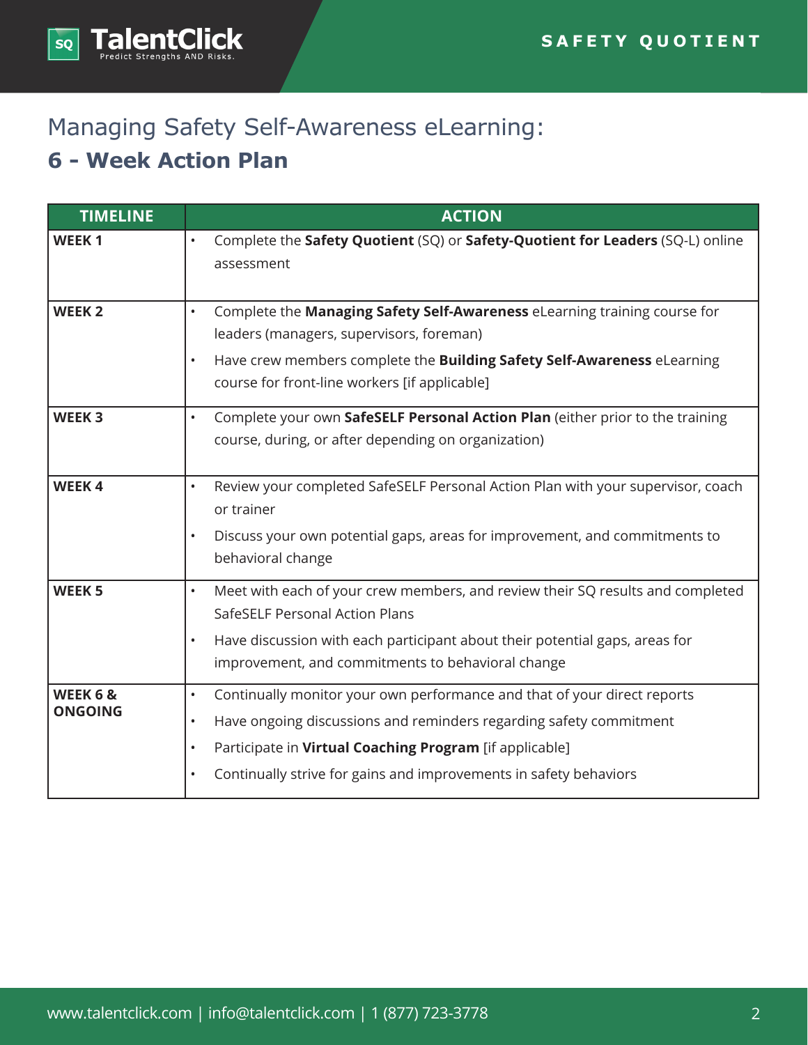# Managing Safety Self-Awareness eLearning:

## 6 - Week Action Plan

| TIMELINE | ACTION |
|---|---|
| **WEEK 1** | • Complete the **Safety Quotient** (SQ) or **Safety-Quotient for Leaders** (SQ-L) online assessment |
| **WEEK 2** | • Complete the **Managing Safety Self-Awareness** eLearning training course for leaders (managers, supervisors, foreman)<br>• Have crew members complete the **Building Safety Self-Awareness** eLearning course for front-line workers [if applicable] |
| **WEEK 3** | • Complete your own **SafeSELF Personal Action Plan** (either prior to the training course, during, or after depending on organization) |
| **WEEK 4** | • Review your completed SafeSELF Personal Action Plan with your supervisor, coach or trainer<br>• Discuss your own potential gaps, areas for improvement, and commitments to behavioral change |
| **WEEK 5** | • Meet with each of your crew members, and review their SQ results and completed SafeSELF Personal Action Plans<br>• Have discussion with each participant about their potential gaps, areas for improvement, and commitments to behavioral change |
| **WEEK 6 & ONGOING** | • Continually monitor your own performance and that of your direct reports<br>• Have ongoing discussions and reminders regarding safety commitment<br>• Participate in **Virtual Coaching Program** [if applicable]<br>• Continually strive for gains and improvements in safety behaviors |